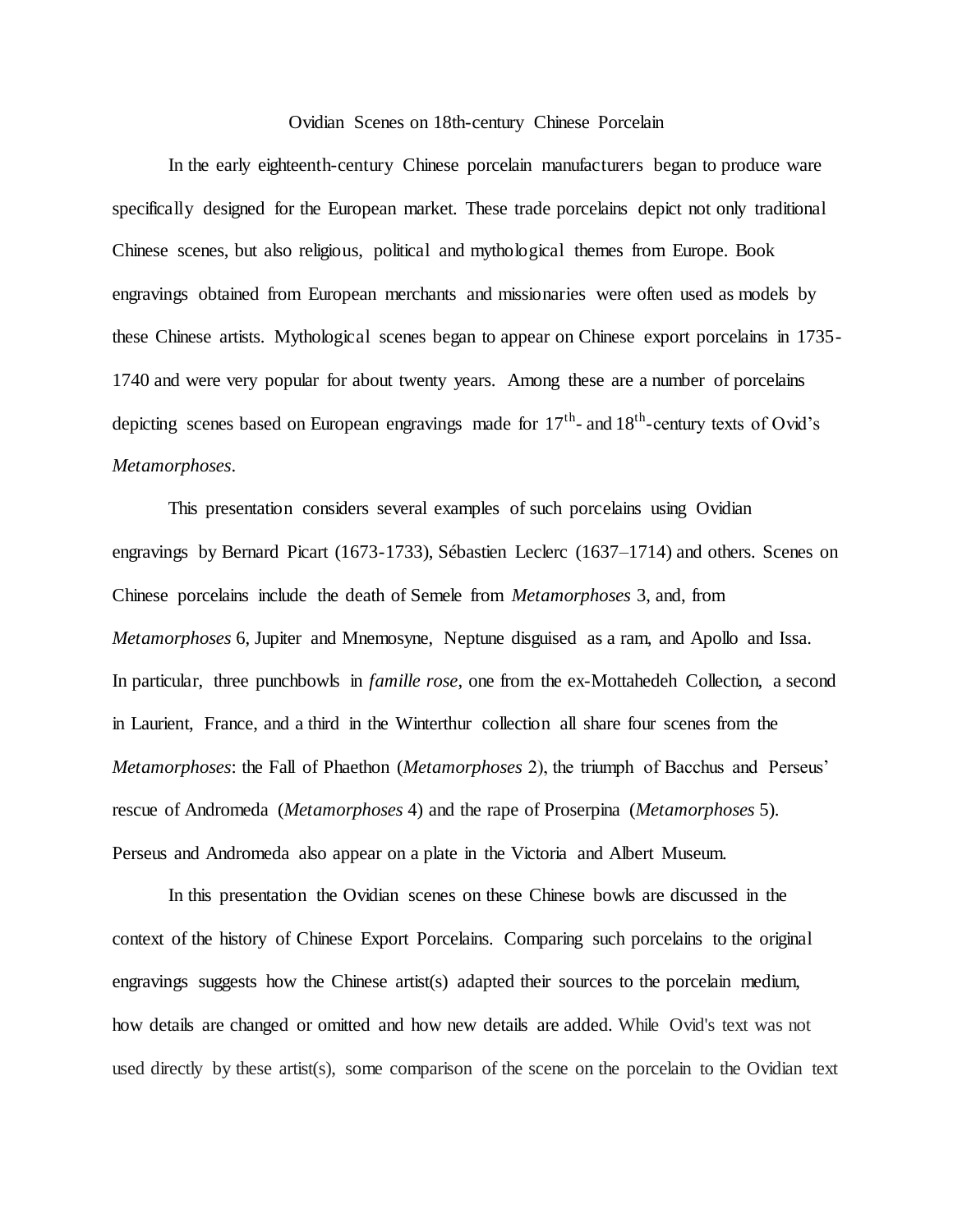# Ovidian Scenes on 18th-century Chinese Porcelain

In the early eighteenth-century Chinese porcelain manufacturers began to produce ware specifically designed for the European market. These trade porcelains depict not only traditional Chinese scenes, but also religious, political and mythological themes from Europe. Book engravings obtained from European merchants and missionaries were often used as models by these Chinese artists. Mythological scenes began to appear on Chinese export porcelains in 1735-1740 and were very popular for about twenty years. Among these are a number of porcelains depicting scenes based on European engravings made for $17^{th}$- and $18^{th}$-century texts of Ovid's *Metamorphoses*.

This presentation considers several examples of such porcelains using Ovidian engravings by Bernard Picart (1673-1733), Sébastien Leclerc (1637–1714) and others. Scenes on Chinese porcelains include the death of Semele from *Metamorphoses* 3, and, from *Metamorphoses* 6, Jupiter and Mnemosyne, Neptune disguised as a ram, and Apollo and Issa. In particular, three punchbowls in *famille rose*, one from the ex-Mottahedeh Collection, a second in Laurient, France, and a third in the Winterthur collection all share four scenes from the *Metamorphoses*: the Fall of Phaethon (*Metamorphoses* 2), the triumph of Bacchus and Perseus' rescue of Andromeda (*Metamorphoses* 4) and the rape of Proserpina (*Metamorphoses* 5). Perseus and Andromeda also appear on a plate in the Victoria and Albert Museum.

In this presentation the Ovidian scenes on these Chinese bowls are discussed in the context of the history of Chinese Export Porcelains. Comparing such porcelains to the original engravings suggests how the Chinese artist(s) adapted their sources to the porcelain medium, how details are changed or omitted and how new details are added. While Ovid's text was not used directly by these artist(s), some comparison of the scene on the porcelain to the Ovidian text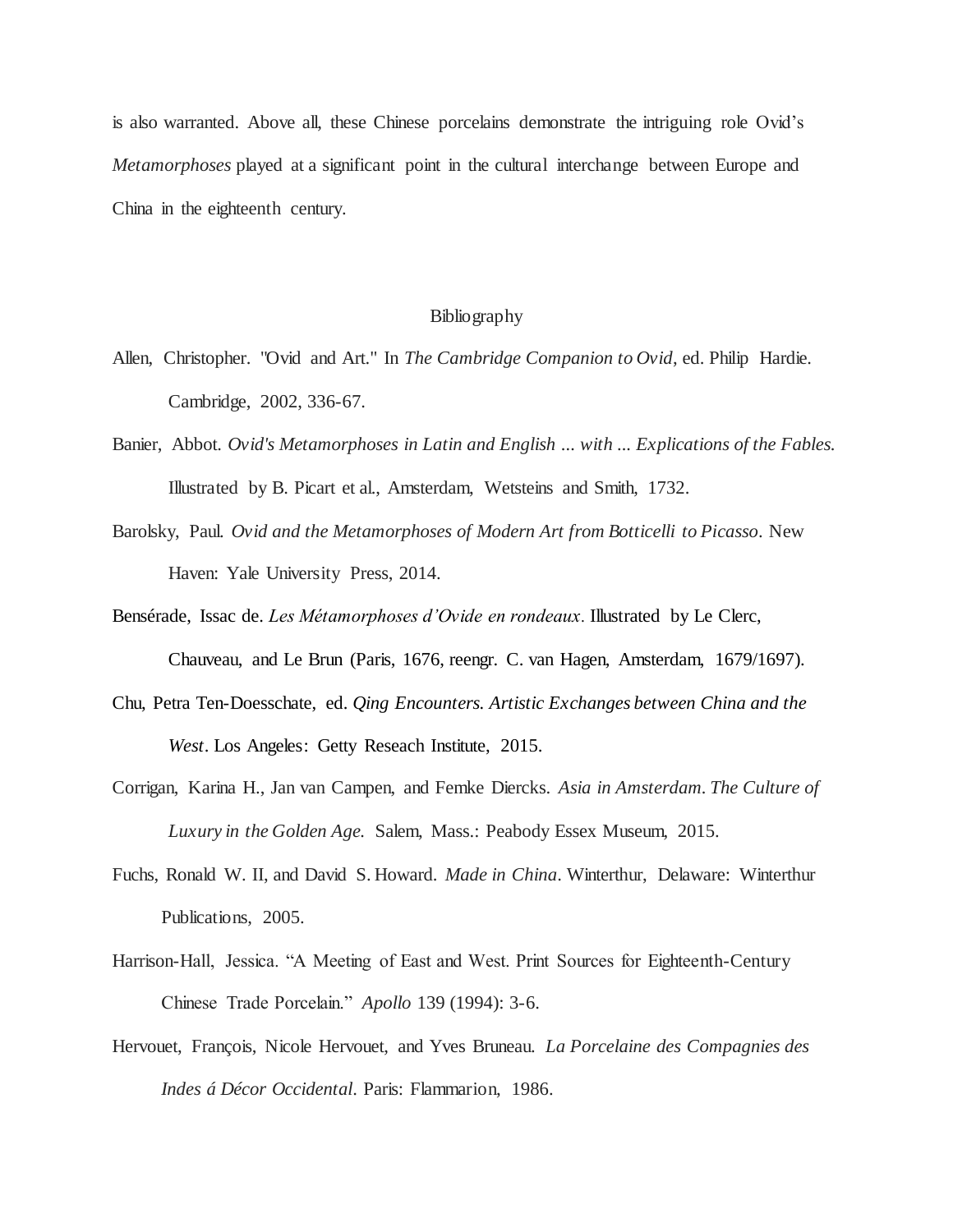is also warranted. Above all, these Chinese porcelains demonstrate the intriguing role Ovid's *Metamorphoses* played at a significant point in the cultural interchange between Europe and China in the eighteenth century.

## Bibliography

Allen, Christopher. "Ovid and Art." In *The Cambridge Companion to Ovid*, ed. Philip Hardie. Cambridge, 2002, 336-67.

Banier, Abbot. *Ovid's Metamorphoses in Latin and English ... with ... Explications of the Fables.* Illustrated by B. Picart et al., Amsterdam, Wetsteins and Smith, 1732.

Barolsky, Paul. *Ovid and the Metamorphoses of Modern Art from Botticelli to Picasso*. New Haven: Yale University Press, 2014.

Bensérade, Issac de. *Les Métamorphoses d'Ovide en rondeaux*. Illustrated by Le Clerc, Chauveau, and Le Brun (Paris, 1676, reengr. C. van Hagen, Amsterdam, 1679/1697).

Chu, Petra Ten-Doesschate, ed. *Qing Encounters. Artistic Exchanges between China and the West*. Los Angeles: Getty Reseach Institute, 2015.

Corrigan, Karina H., Jan van Campen, and Femke Diercks. *Asia in Amsterdam. The Culture of Luxury in the Golden Age.* Salem, Mass.: Peabody Essex Museum, 2015.

Fuchs, Ronald W. II, and David S. Howard. *Made in China*. Winterthur, Delaware: Winterthur Publications, 2005.

Harrison-Hall, Jessica. "A Meeting of East and West. Print Sources for Eighteenth-Century Chinese Trade Porcelain." *Apollo* 139 (1994): 3-6.

Hervouet, François, Nicole Hervouet, and Yves Bruneau. *La Porcelaine des Compagnies des Indes á Décor Occidental*. Paris: Flammarion, 1986.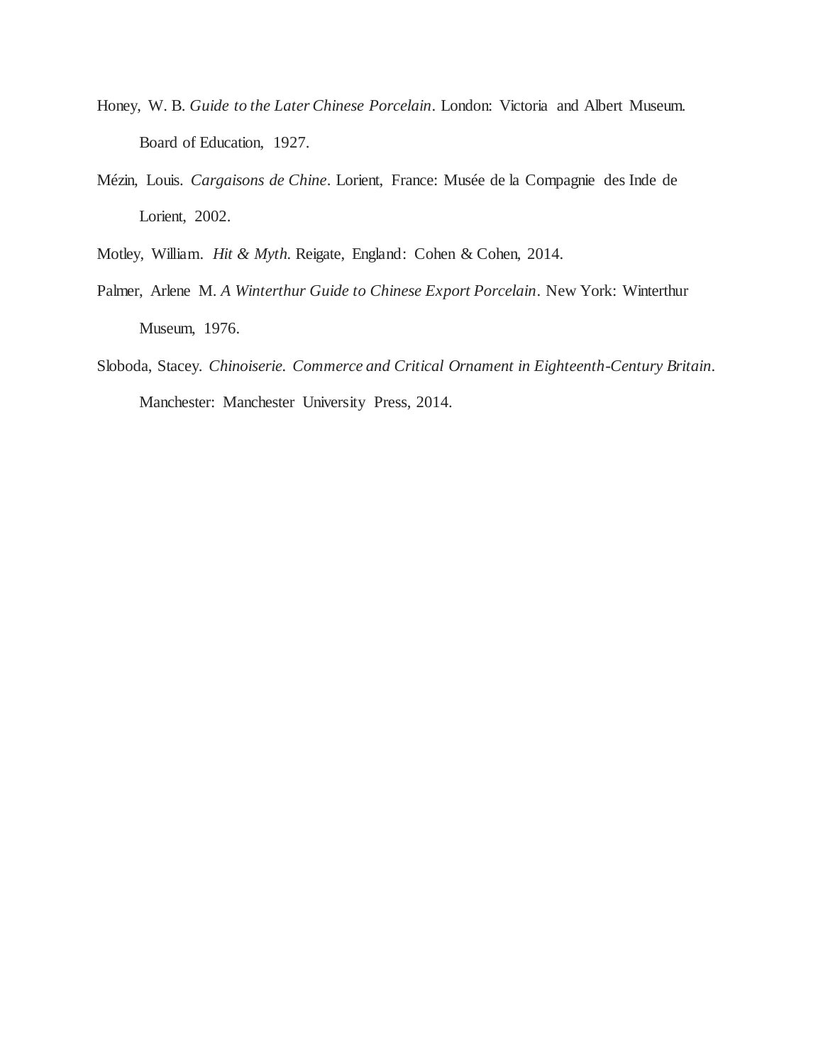Honey, W. B. *Guide to the Later Chinese Porcelain*. London: Victoria and Albert Museum. Board of Education, 1927.

Mézin, Louis. *Cargaisons de Chine*. Lorient, France: Musée de la Compagnie des Inde de Lorient, 2002.

Motley, William. *Hit & Myth*. Reigate, England: Cohen & Cohen, 2014.

Palmer, Arlene M. *A Winterthur Guide to Chinese Export Porcelain*. New York: Winterthur Museum, 1976.

Sloboda, Stacey. *Chinoiserie. Commerce and Critical Ornament in Eighteenth-Century Britain*. Manchester: Manchester University Press, 2014.